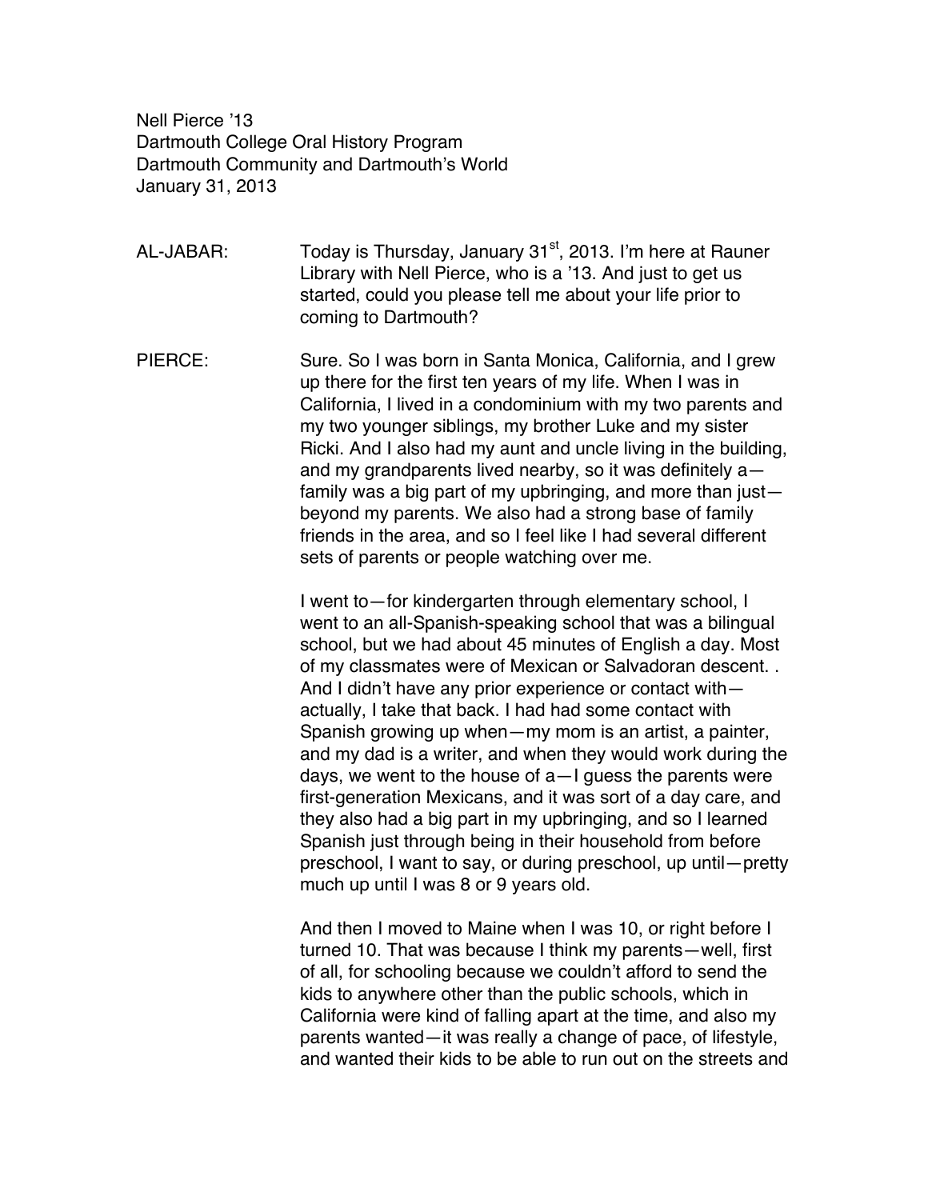Nell Pierce '13
Dartmouth College Oral History Program
Dartmouth Community and Dartmouth's World
January 31, 2013

AL-JABAR: Today is Thursday, January 31st, 2013. I'm here at Rauner Library with Nell Pierce, who is a '13. And just to get us started, could you please tell me about your life prior to coming to Dartmouth?

PIERCE: Sure. So I was born in Santa Monica, California, and I grew up there for the first ten years of my life. When I was in California, I lived in a condominium with my two parents and my two younger siblings, my brother Luke and my sister Ricki. And I also had my aunt and uncle living in the building, and my grandparents lived nearby, so it was definitely a—family was a big part of my upbringing, and more than just—beyond my parents. We also had a strong base of family friends in the area, and so I feel like I had several different sets of parents or people watching over me.

I went to—for kindergarten through elementary school, I went to an all-Spanish-speaking school that was a bilingual school, but we had about 45 minutes of English a day. Most of my classmates were of Mexican or Salvadoran descent. . And I didn't have any prior experience or contact with—actually, I take that back. I had had some contact with Spanish growing up when—my mom is an artist, a painter, and my dad is a writer, and when they would work during the days, we went to the house of a—I guess the parents were first-generation Mexicans, and it was sort of a day care, and they also had a big part in my upbringing, and so I learned Spanish just through being in their household from before preschool, I want to say, or during preschool, up until—pretty much up until I was 8 or 9 years old.

And then I moved to Maine when I was 10, or right before I turned 10. That was because I think my parents—well, first of all, for schooling because we couldn't afford to send the kids to anywhere other than the public schools, which in California were kind of falling apart at the time, and also my parents wanted—it was really a change of pace, of lifestyle, and wanted their kids to be able to run out on the streets and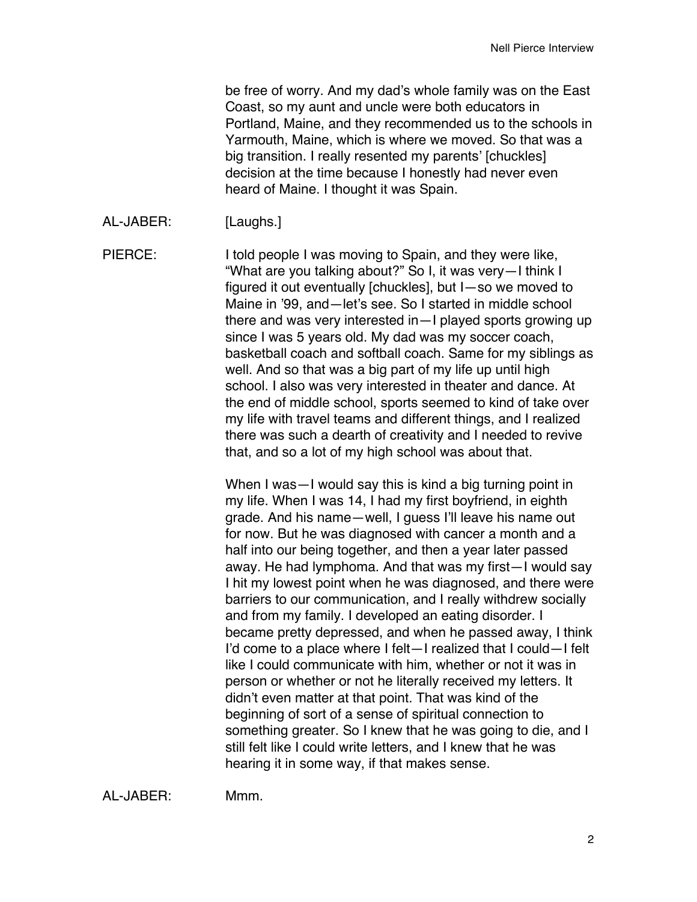be free of worry. And my dad's whole family was on the East Coast, so my aunt and uncle were both educators in Portland, Maine, and they recommended us to the schools in Yarmouth, Maine, which is where we moved. So that was a big transition. I really resented my parents' [chuckles] decision at the time because I honestly had never even heard of Maine. I thought it was Spain.

AL-JABER: [Laughs.]

PIERCE: I told people I was moving to Spain, and they were like, "What are you talking about?" So I, it was very—I think I figured it out eventually [chuckles], but I—so we moved to Maine in '99, and—let's see. So I started in middle school there and was very interested in—I played sports growing up since I was 5 years old. My dad was my soccer coach, basketball coach and softball coach. Same for my siblings as well. And so that was a big part of my life up until high school. I also was very interested in theater and dance. At the end of middle school, sports seemed to kind of take over my life with travel teams and different things, and I realized there was such a dearth of creativity and I needed to revive that, and so a lot of my high school was about that.

When I was—I would say this is kind a big turning point in my life. When I was 14, I had my first boyfriend, in eighth grade. And his name—well, I guess I'll leave his name out for now. But he was diagnosed with cancer a month and a half into our being together, and then a year later passed away. He had lymphoma. And that was my first—I would say I hit my lowest point when he was diagnosed, and there were barriers to our communication, and I really withdrew socially and from my family. I developed an eating disorder. I became pretty depressed, and when he passed away, I think I'd come to a place where I felt—I realized that I could—I felt like I could communicate with him, whether or not it was in person or whether or not he literally received my letters. It didn't even matter at that point. That was kind of the beginning of sort of a sense of spiritual connection to something greater. So I knew that he was going to die, and I still felt like I could write letters, and I knew that he was hearing it in some way, if that makes sense.

AL-JABER: Mmm.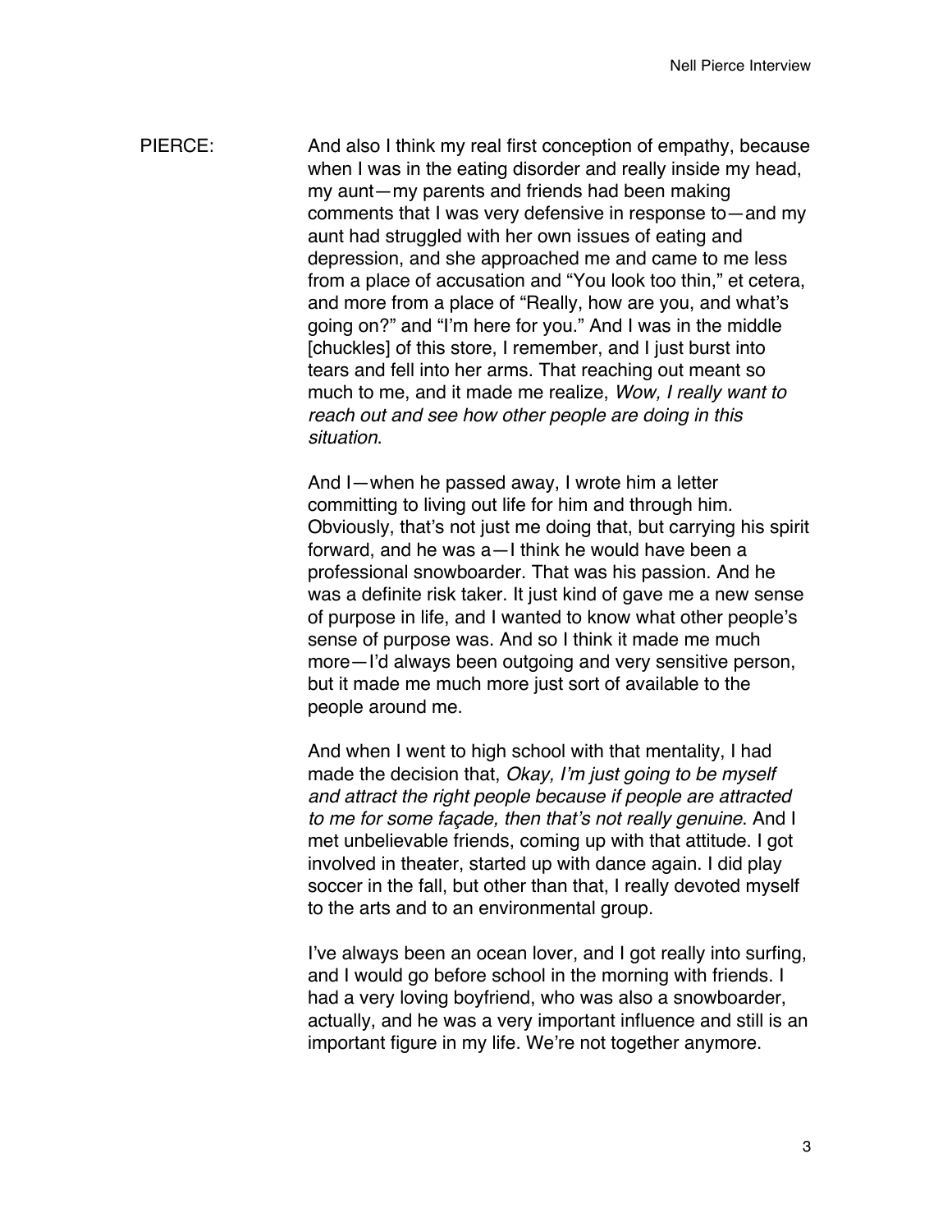PIERCE: And also I think my real first conception of empathy, because when I was in the eating disorder and really inside my head, my aunt—my parents and friends had been making comments that I was very defensive in response to—and my aunt had struggled with her own issues of eating and depression, and she approached me and came to me less from a place of accusation and "You look too thin," et cetera, and more from a place of "Really, how are you, and what's going on?" and "I'm here for you." And I was in the middle [chuckles] of this store, I remember, and I just burst into tears and fell into her arms. That reaching out meant so much to me, and it made me realize, *Wow, I really want to reach out and see how other people are doing in this situation*.

And I—when he passed away, I wrote him a letter committing to living out life for him and through him. Obviously, that's not just me doing that, but carrying his spirit forward, and he was a—I think he would have been a professional snowboarder. That was his passion. And he was a definite risk taker. It just kind of gave me a new sense of purpose in life, and I wanted to know what other people's sense of purpose was. And so I think it made me much more—I'd always been outgoing and very sensitive person, but it made me much more just sort of available to the people around me.

And when I went to high school with that mentality, I had made the decision that, *Okay, I'm just going to be myself and attract the right people because if people are attracted to me for some façade, then that's not really genuine*. And I met unbelievable friends, coming up with that attitude. I got involved in theater, started up with dance again. I did play soccer in the fall, but other than that, I really devoted myself to the arts and to an environmental group.

I've always been an ocean lover, and I got really into surfing, and I would go before school in the morning with friends. I had a very loving boyfriend, who was also a snowboarder, actually, and he was a very important influence and still is an important figure in my life. We're not together anymore.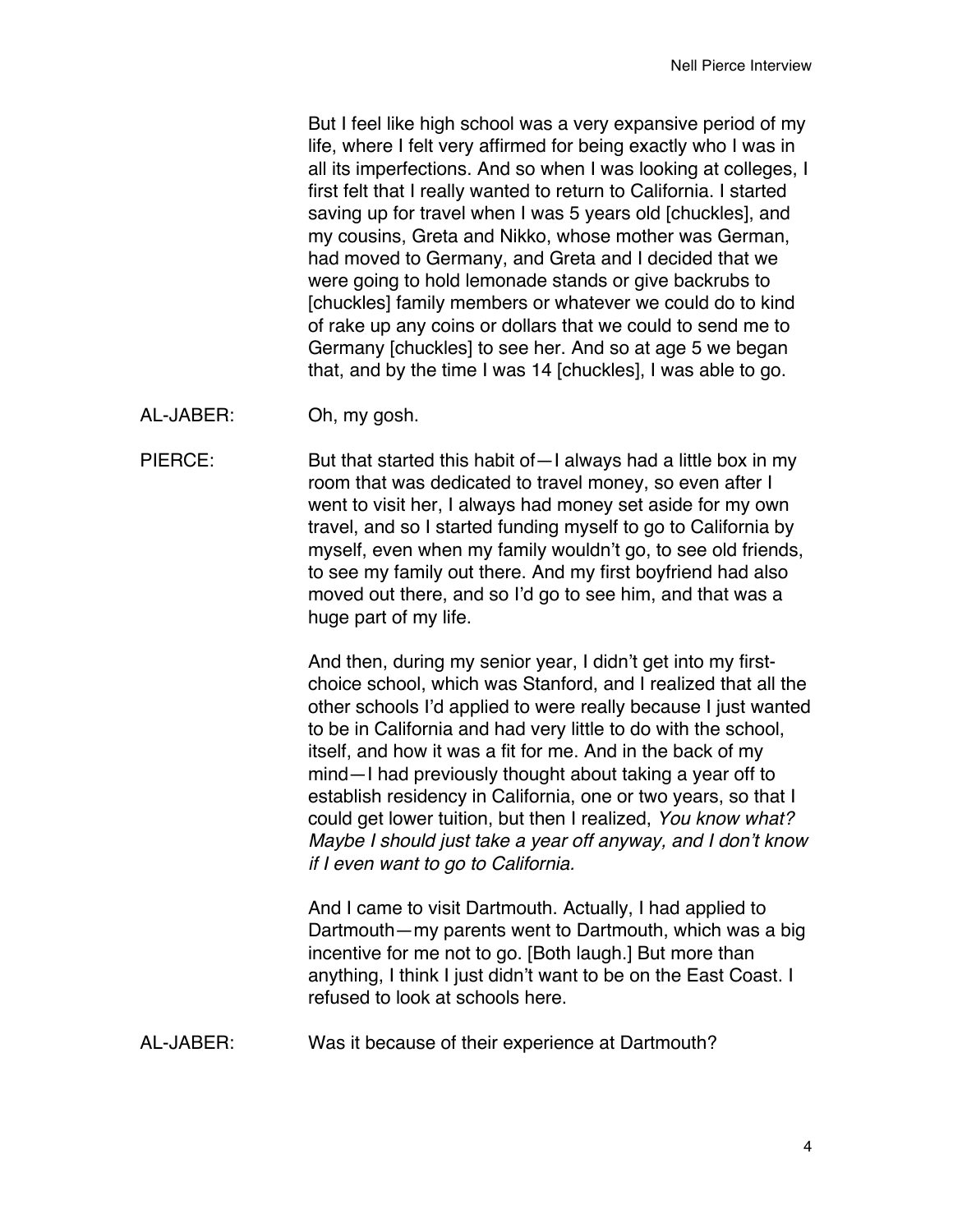But I feel like high school was a very expansive period of my life, where I felt very affirmed for being exactly who I was in all its imperfections. And so when I was looking at colleges, I first felt that I really wanted to return to California. I started saving up for travel when I was 5 years old [chuckles], and my cousins, Greta and Nikko, whose mother was German, had moved to Germany, and Greta and I decided that we were going to hold lemonade stands or give backrubs to [chuckles] family members or whatever we could do to kind of rake up any coins or dollars that we could to send me to Germany [chuckles] to see her. And so at age 5 we began that, and by the time I was 14 [chuckles], I was able to go.

AL-JABER: Oh, my gosh.

PIERCE: But that started this habit of—I always had a little box in my room that was dedicated to travel money, so even after I went to visit her, I always had money set aside for my own travel, and so I started funding myself to go to California by myself, even when my family wouldn't go, to see old friends, to see my family out there. And my first boyfriend had also moved out there, and so I'd go to see him, and that was a huge part of my life.

And then, during my senior year, I didn't get into my first-choice school, which was Stanford, and I realized that all the other schools I'd applied to were really because I just wanted to be in California and had very little to do with the school, itself, and how it was a fit for me. And in the back of my mind—I had previously thought about taking a year off to establish residency in California, one or two years, so that I could get lower tuition, but then I realized, *You know what? Maybe I should just take a year off anyway, and I don't know if I even want to go to California.*

And I came to visit Dartmouth. Actually, I had applied to Dartmouth—my parents went to Dartmouth, which was a big incentive for me not to go. [Both laugh.] But more than anything, I think I just didn't want to be on the East Coast. I refused to look at schools here.

AL-JABER: Was it because of their experience at Dartmouth?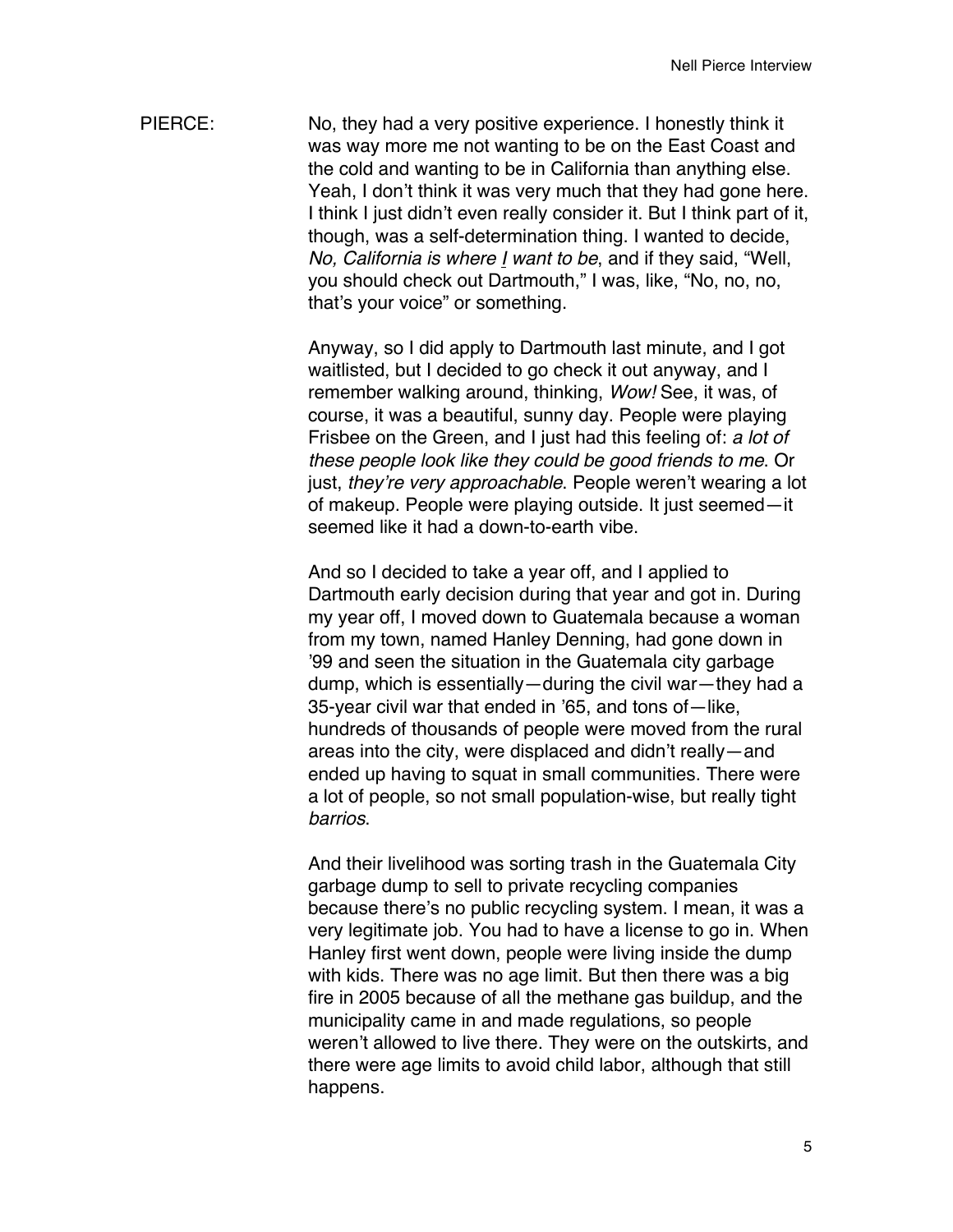PIERCE: No, they had a very positive experience. I honestly think it was way more me not wanting to be on the East Coast and the cold and wanting to be in California than anything else. Yeah, I don't think it was very much that they had gone here. I think I just didn't even really consider it. But I think part of it, though, was a self-determination thing. I wanted to decide, *No, California is where I want to be*, and if they said, "Well, you should check out Dartmouth," I was, like, "No, no, no, that's your voice" or something.

Anyway, so I did apply to Dartmouth last minute, and I got waitlisted, but I decided to go check it out anyway, and I remember walking around, thinking, *Wow!* See, it was, of course, it was a beautiful, sunny day. People were playing Frisbee on the Green, and I just had this feeling of: *a lot of these people look like they could be good friends to me*. Or just, *they're very approachable*. People weren't wearing a lot of makeup. People were playing outside. It just seemed—it seemed like it had a down-to-earth vibe.

And so I decided to take a year off, and I applied to Dartmouth early decision during that year and got in. During my year off, I moved down to Guatemala because a woman from my town, named Hanley Denning, had gone down in '99 and seen the situation in the Guatemala city garbage dump, which is essentially—during the civil war—they had a 35-year civil war that ended in '65, and tons of—like, hundreds of thousands of people were moved from the rural areas into the city, were displaced and didn't really—and ended up having to squat in small communities. There were a lot of people, so not small population-wise, but really tight *barrios*.

And their livelihood was sorting trash in the Guatemala City garbage dump to sell to private recycling companies because there's no public recycling system. I mean, it was a very legitimate job. You had to have a license to go in. When Hanley first went down, people were living inside the dump with kids. There was no age limit. But then there was a big fire in 2005 because of all the methane gas buildup, and the municipality came in and made regulations, so people weren't allowed to live there. They were on the outskirts, and there were age limits to avoid child labor, although that still happens.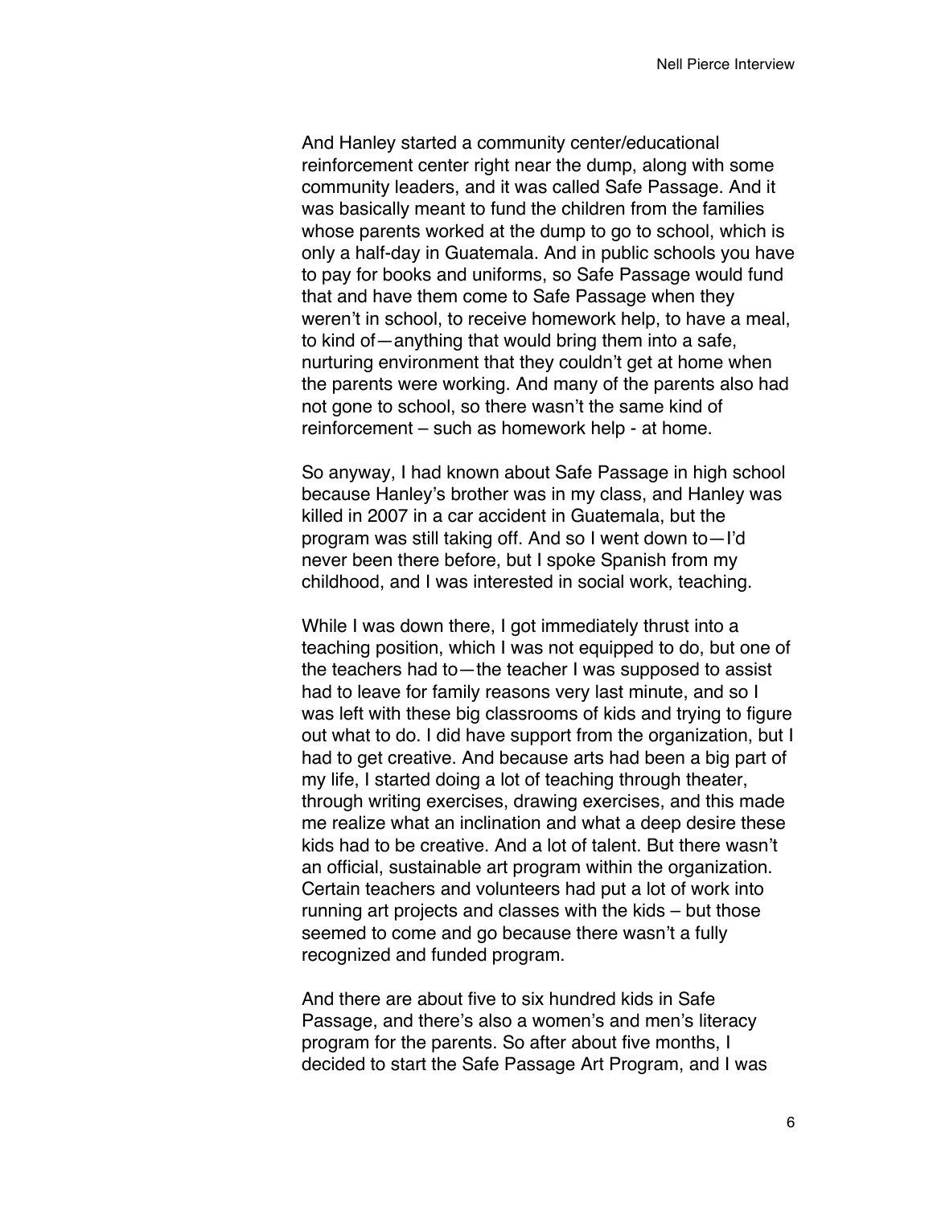And Hanley started a community center/educational reinforcement center right near the dump, along with some community leaders, and it was called Safe Passage. And it was basically meant to fund the children from the families whose parents worked at the dump to go to school, which is only a half-day in Guatemala. And in public schools you have to pay for books and uniforms, so Safe Passage would fund that and have them come to Safe Passage when they weren't in school, to receive homework help, to have a meal, to kind of—anything that would bring them into a safe, nurturing environment that they couldn't get at home when the parents were working. And many of the parents also had not gone to school, so there wasn't the same kind of reinforcement – such as homework help - at home.

So anyway, I had known about Safe Passage in high school because Hanley's brother was in my class, and Hanley was killed in 2007 in a car accident in Guatemala, but the program was still taking off. And so I went down to—I'd never been there before, but I spoke Spanish from my childhood, and I was interested in social work, teaching.

While I was down there, I got immediately thrust into a teaching position, which I was not equipped to do, but one of the teachers had to—the teacher I was supposed to assist had to leave for family reasons very last minute, and so I was left with these big classrooms of kids and trying to figure out what to do. I did have support from the organization, but I had to get creative. And because arts had been a big part of my life, I started doing a lot of teaching through theater, through writing exercises, drawing exercises, and this made me realize what an inclination and what a deep desire these kids had to be creative. And a lot of talent. But there wasn't an official, sustainable art program within the organization. Certain teachers and volunteers had put a lot of work into running art projects and classes with the kids – but those seemed to come and go because there wasn't a fully recognized and funded program.

And there are about five to six hundred kids in Safe Passage, and there's also a women's and men's literacy program for the parents. So after about five months, I decided to start the Safe Passage Art Program, and I was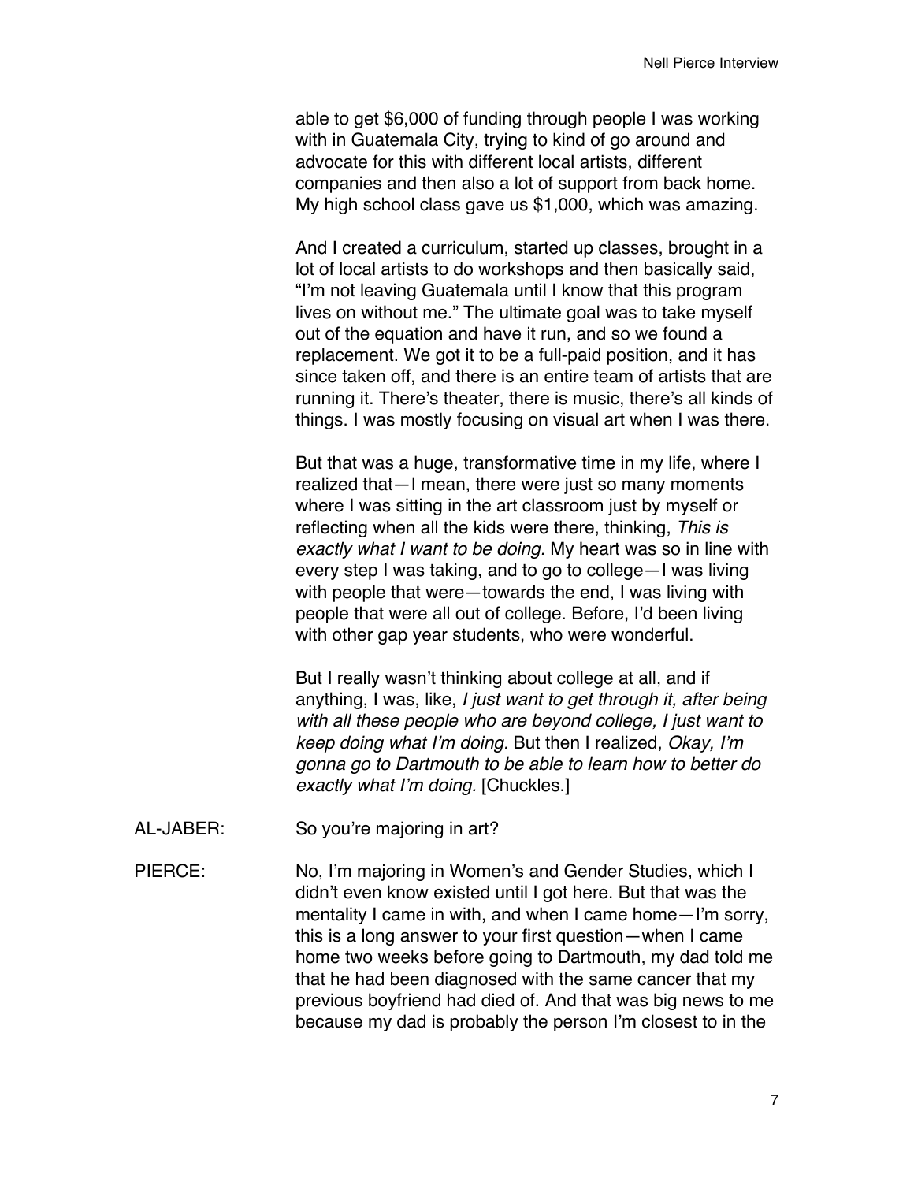able to get $6,000 of funding through people I was working with in Guatemala City, trying to kind of go around and advocate for this with different local artists, different companies and then also a lot of support from back home. My high school class gave us $1,000, which was amazing.

And I created a curriculum, started up classes, brought in a lot of local artists to do workshops and then basically said, "I'm not leaving Guatemala until I know that this program lives on without me." The ultimate goal was to take myself out of the equation and have it run, and so we found a replacement. We got it to be a full-paid position, and it has since taken off, and there is an entire team of artists that are running it. There's theater, there is music, there's all kinds of things. I was mostly focusing on visual art when I was there.

But that was a huge, transformative time in my life, where I realized that—I mean, there were just so many moments where I was sitting in the art classroom just by myself or reflecting when all the kids were there, thinking, *This is exactly what I want to be doing.* My heart was so in line with every step I was taking, and to go to college—I was living with people that were—towards the end, I was living with people that were all out of college. Before, I'd been living with other gap year students, who were wonderful.

But I really wasn't thinking about college at all, and if anything, I was, like, *I just want to get through it, after being with all these people who are beyond college, I just want to keep doing what I'm doing.* But then I realized, *Okay, I'm gonna go to Dartmouth to be able to learn how to better do exactly what I'm doing.* [Chuckles.]

AL-JABER: So you're majoring in art?

PIERCE: No, I'm majoring in Women's and Gender Studies, which I didn't even know existed until I got here. But that was the mentality I came in with, and when I came home—I'm sorry, this is a long answer to your first question—when I came home two weeks before going to Dartmouth, my dad told me that he had been diagnosed with the same cancer that my previous boyfriend had died of. And that was big news to me because my dad is probably the person I'm closest to in the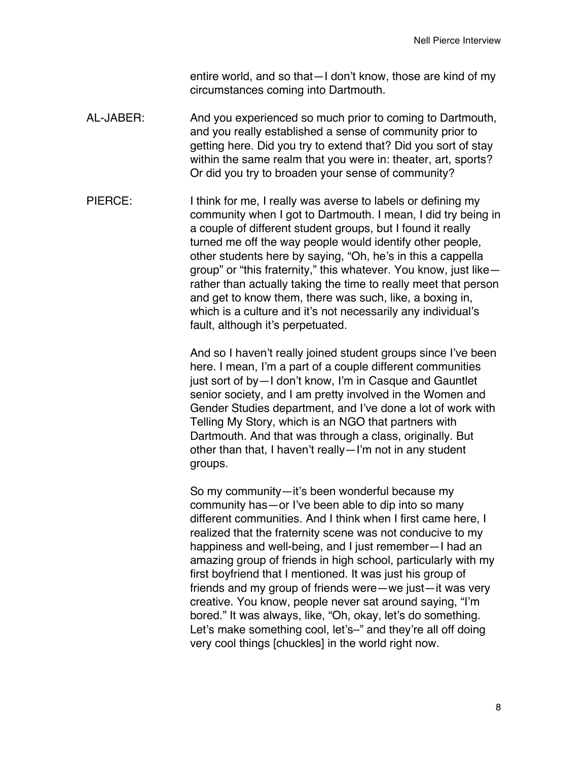entire world, and so that—I don't know, those are kind of my circumstances coming into Dartmouth.

AL-JABER: And you experienced so much prior to coming to Dartmouth, and you really established a sense of community prior to getting here. Did you try to extend that? Did you sort of stay within the same realm that you were in: theater, art, sports? Or did you try to broaden your sense of community?

PIERCE: I think for me, I really was averse to labels or defining my community when I got to Dartmouth. I mean, I did try being in a couple of different student groups, but I found it really turned me off the way people would identify other people, other students here by saying, "Oh, he's in this a cappella group" or "this fraternity," this whatever. You know, just like—rather than actually taking the time to really meet that person and get to know them, there was such, like, a boxing in, which is a culture and it's not necessarily any individual's fault, although it's perpetuated.

And so I haven't really joined student groups since I've been here. I mean, I'm a part of a couple different communities just sort of by—I don't know, I'm in Casque and Gauntlet senior society, and I am pretty involved in the Women and Gender Studies department, and I've done a lot of work with Telling My Story, which is an NGO that partners with Dartmouth. And that was through a class, originally. But other than that, I haven't really—I'm not in any student groups.

So my community—it's been wonderful because my community has—or I've been able to dip into so many different communities. And I think when I first came here, I realized that the fraternity scene was not conducive to my happiness and well-being, and I just remember—I had an amazing group of friends in high school, particularly with my first boyfriend that I mentioned. It was just his group of friends and my group of friends were—we just—it was very creative. You know, people never sat around saying, "I'm bored." It was always, like, "Oh, okay, let's do something. Let's make something cool, let's–" and they're all off doing very cool things [chuckles] in the world right now.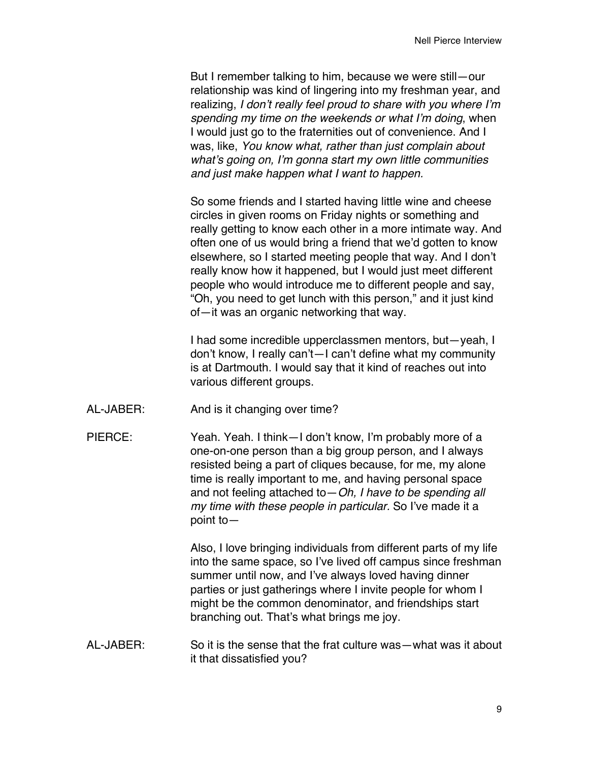But I remember talking to him, because we were still—our relationship was kind of lingering into my freshman year, and realizing, *I don't really feel proud to share with you where I'm spending my time on the weekends or what I'm doing*, when I would just go to the fraternities out of convenience. And I was, like, *You know what, rather than just complain about what's going on, I'm gonna start my own little communities and just make happen what I want to happen.*

So some friends and I started having little wine and cheese circles in given rooms on Friday nights or something and really getting to know each other in a more intimate way. And often one of us would bring a friend that we'd gotten to know elsewhere, so I started meeting people that way. And I don't really know how it happened, but I would just meet different people who would introduce me to different people and say, "Oh, you need to get lunch with this person," and it just kind of—it was an organic networking that way.

I had some incredible upperclassmen mentors, but—yeah, I don't know, I really can't—I can't define what my community is at Dartmouth. I would say that it kind of reaches out into various different groups.

AL-JABER: And is it changing over time?

PIERCE: Yeah. Yeah. I think—I don't know, I'm probably more of a one-on-one person than a big group person, and I always resisted being a part of cliques because, for me, my alone time is really important to me, and having personal space and not feeling attached to—*Oh, I have to be spending all my time with these people in particular.* So I've made it a point to—

Also, I love bringing individuals from different parts of my life into the same space, so I've lived off campus since freshman summer until now, and I've always loved having dinner parties or just gatherings where I invite people for whom I might be the common denominator, and friendships start branching out. That's what brings me joy.

AL-JABER: So it is the sense that the frat culture was—what was it about it that dissatisfied you?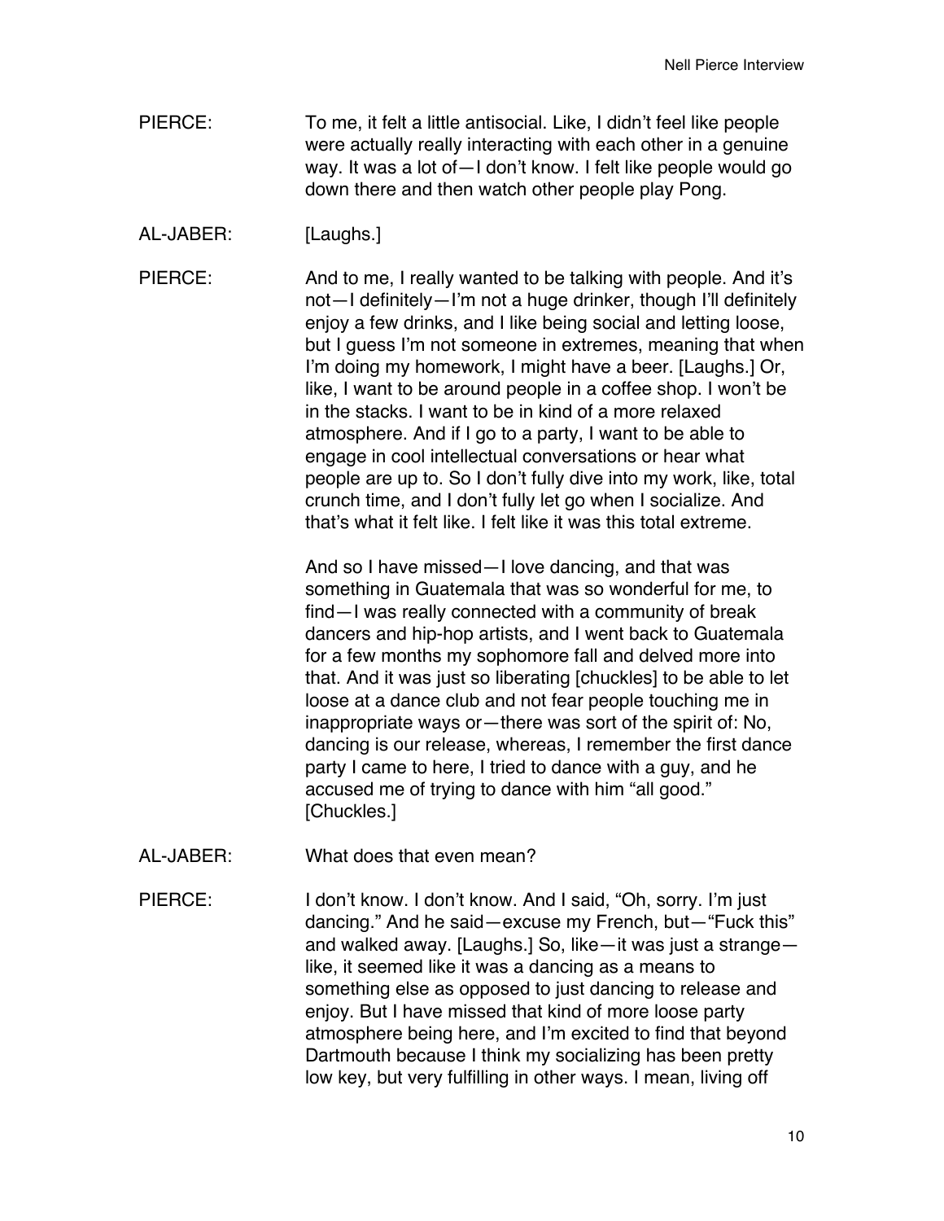PIERCE: To me, it felt a little antisocial. Like, I didn't feel like people were actually really interacting with each other in a genuine way. It was a lot of—I don't know. I felt like people would go down there and then watch other people play Pong.

AL-JABER: [Laughs.]

PIERCE: And to me, I really wanted to be talking with people. And it's not—I definitely—I'm not a huge drinker, though I'll definitely enjoy a few drinks, and I like being social and letting loose, but I guess I'm not someone in extremes, meaning that when I'm doing my homework, I might have a beer. [Laughs.] Or, like, I want to be around people in a coffee shop. I won't be in the stacks. I want to be in kind of a more relaxed atmosphere. And if I go to a party, I want to be able to engage in cool intellectual conversations or hear what people are up to. So I don't fully dive into my work, like, total crunch time, and I don't fully let go when I socialize. And that's what it felt like. I felt like it was this total extreme.

And so I have missed—I love dancing, and that was something in Guatemala that was so wonderful for me, to find—I was really connected with a community of break dancers and hip-hop artists, and I went back to Guatemala for a few months my sophomore fall and delved more into that. And it was just so liberating [chuckles] to be able to let loose at a dance club and not fear people touching me in inappropriate ways or—there was sort of the spirit of: No, dancing is our release, whereas, I remember the first dance party I came to here, I tried to dance with a guy, and he accused me of trying to dance with him "all good." [Chuckles.]

AL-JABER: What does that even mean?

PIERCE: I don't know. I don't know. And I said, "Oh, sorry. I'm just dancing." And he said—excuse my French, but—"Fuck this" and walked away. [Laughs.] So, like—it was just a strange—like, it seemed like it was a dancing as a means to something else as opposed to just dancing to release and enjoy. But I have missed that kind of more loose party atmosphere being here, and I'm excited to find that beyond Dartmouth because I think my socializing has been pretty low key, but very fulfilling in other ways. I mean, living off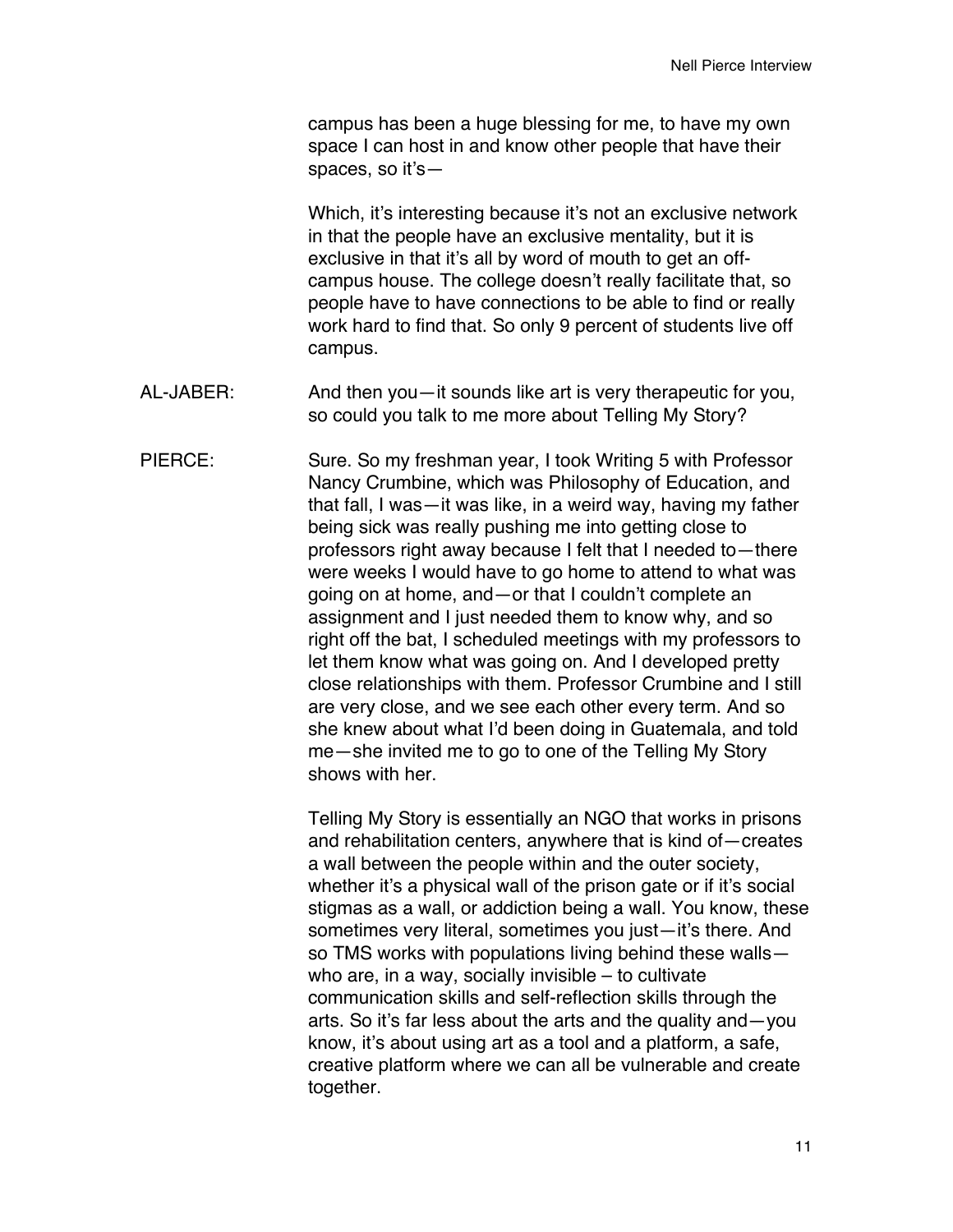campus has been a huge blessing for me, to have my own space I can host in and know other people that have their spaces, so it's—

Which, it's interesting because it's not an exclusive network in that the people have an exclusive mentality, but it is exclusive in that it's all by word of mouth to get an off-campus house. The college doesn't really facilitate that, so people have to have connections to be able to find or really work hard to find that. So only 9 percent of students live off campus.

AL-JABER: And then you—it sounds like art is very therapeutic for you, so could you talk to me more about Telling My Story?

PIERCE: Sure. So my freshman year, I took Writing 5 with Professor Nancy Crumbine, which was Philosophy of Education, and that fall, I was—it was like, in a weird way, having my father being sick was really pushing me into getting close to professors right away because I felt that I needed to—there were weeks I would have to go home to attend to what was going on at home, and—or that I couldn't complete an assignment and I just needed them to know why, and so right off the bat, I scheduled meetings with my professors to let them know what was going on. And I developed pretty close relationships with them. Professor Crumbine and I still are very close, and we see each other every term. And so she knew about what I'd been doing in Guatemala, and told me—she invited me to go to one of the Telling My Story shows with her.

Telling My Story is essentially an NGO that works in prisons and rehabilitation centers, anywhere that is kind of—creates a wall between the people within and the outer society, whether it's a physical wall of the prison gate or if it's social stigmas as a wall, or addiction being a wall. You know, these sometimes very literal, sometimes you just—it's there. And so TMS works with populations living behind these walls—who are, in a way, socially invisible – to cultivate communication skills and self-reflection skills through the arts. So it's far less about the arts and the quality and—you know, it's about using art as a tool and a platform, a safe, creative platform where we can all be vulnerable and create together.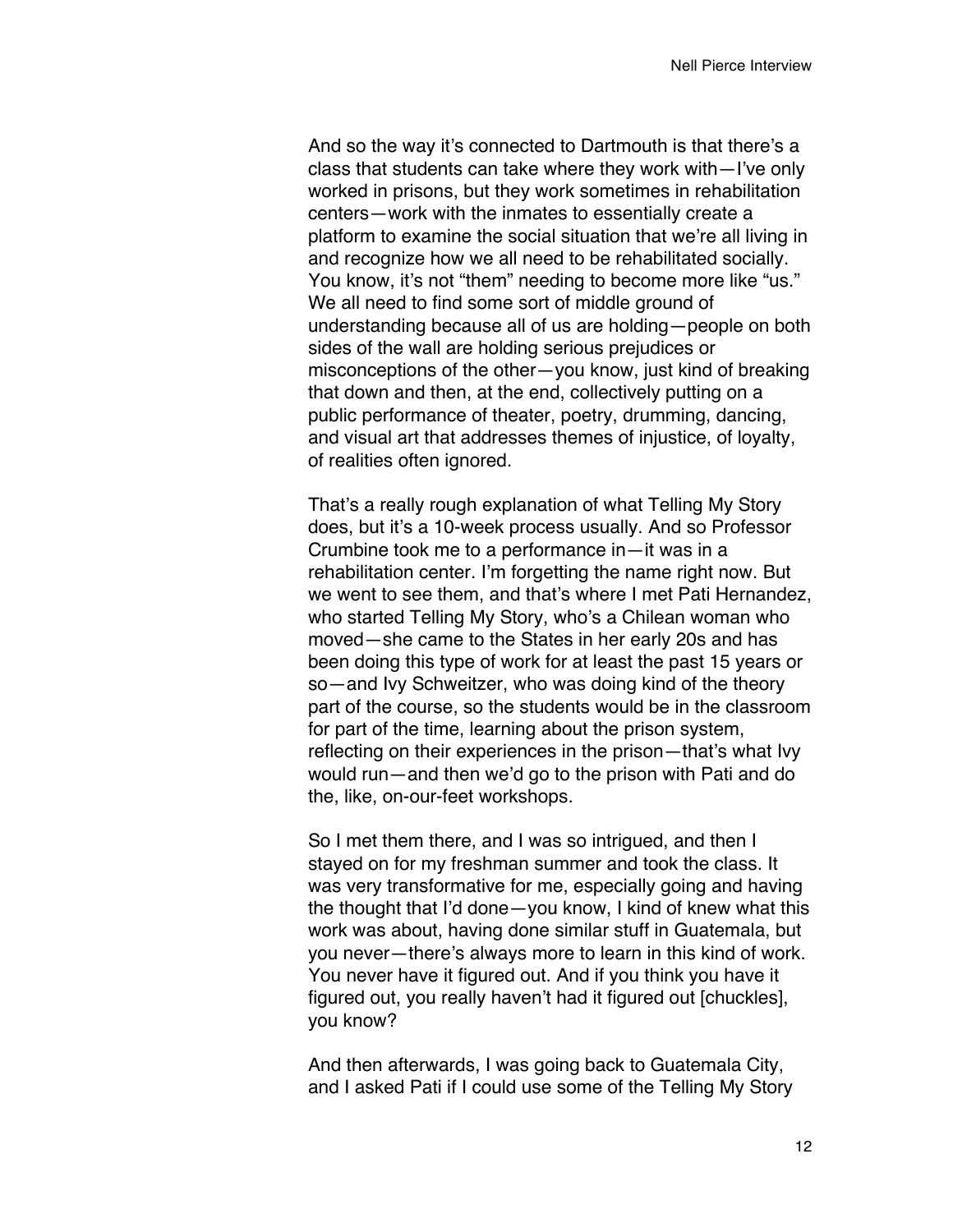And so the way it's connected to Dartmouth is that there's a class that students can take where they work with—I've only worked in prisons, but they work sometimes in rehabilitation centers—work with the inmates to essentially create a platform to examine the social situation that we're all living in and recognize how we all need to be rehabilitated socially. You know, it's not "them" needing to become more like "us." We all need to find some sort of middle ground of understanding because all of us are holding—people on both sides of the wall are holding serious prejudices or misconceptions of the other—you know, just kind of breaking that down and then, at the end, collectively putting on a public performance of theater, poetry, drumming, dancing, and visual art that addresses themes of injustice, of loyalty, of realities often ignored.

That's a really rough explanation of what Telling My Story does, but it's a 10-week process usually. And so Professor Crumbine took me to a performance in—it was in a rehabilitation center. I'm forgetting the name right now. But we went to see them, and that's where I met Pati Hernandez, who started Telling My Story, who's a Chilean woman who moved—she came to the States in her early 20s and has been doing this type of work for at least the past 15 years or so—and Ivy Schweitzer, who was doing kind of the theory part of the course, so the students would be in the classroom for part of the time, learning about the prison system, reflecting on their experiences in the prison—that's what Ivy would run—and then we'd go to the prison with Pati and do the, like, on-our-feet workshops.

So I met them there, and I was so intrigued, and then I stayed on for my freshman summer and took the class. It was very transformative for me, especially going and having the thought that I'd done—you know, I kind of knew what this work was about, having done similar stuff in Guatemala, but you never—there's always more to learn in this kind of work. You never have it figured out. And if you think you have it figured out, you really haven't had it figured out [chuckles], you know?

And then afterwards, I was going back to Guatemala City, and I asked Pati if I could use some of the Telling My Story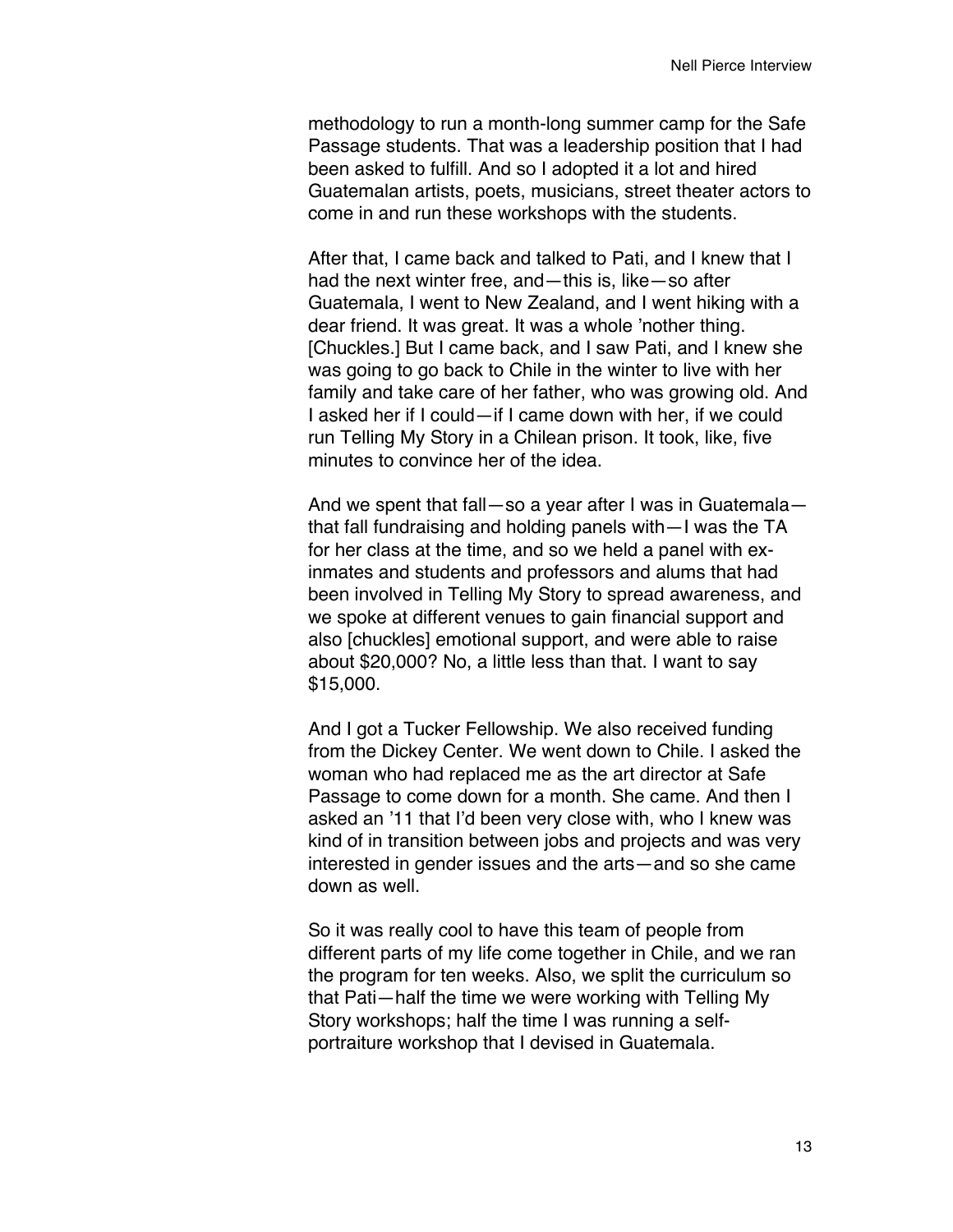methodology to run a month-long summer camp for the Safe Passage students. That was a leadership position that I had been asked to fulfill. And so I adopted it a lot and hired Guatemalan artists, poets, musicians, street theater actors to come in and run these workshops with the students.

After that, I came back and talked to Pati, and I knew that I had the next winter free, and—this is, like—so after Guatemala, I went to New Zealand, and I went hiking with a dear friend. It was great. It was a whole 'nother thing. [Chuckles.] But I came back, and I saw Pati, and I knew she was going to go back to Chile in the winter to live with her family and take care of her father, who was growing old. And I asked her if I could—if I came down with her, if we could run Telling My Story in a Chilean prison. It took, like, five minutes to convince her of the idea.

And we spent that fall—so a year after I was in Guatemala—that fall fundraising and holding panels with—I was the TA for her class at the time, and so we held a panel with ex-inmates and students and professors and alums that had been involved in Telling My Story to spread awareness, and we spoke at different venues to gain financial support and also [chuckles] emotional support, and were able to raise about $20,000? No, a little less than that. I want to say $15,000.

And I got a Tucker Fellowship. We also received funding from the Dickey Center. We went down to Chile. I asked the woman who had replaced me as the art director at Safe Passage to come down for a month. She came. And then I asked an '11 that I'd been very close with, who I knew was kind of in transition between jobs and projects and was very interested in gender issues and the arts—and so she came down as well.

So it was really cool to have this team of people from different parts of my life come together in Chile, and we ran the program for ten weeks. Also, we split the curriculum so that Pati—half the time we were working with Telling My Story workshops; half the time I was running a self-portraiture workshop that I devised in Guatemala.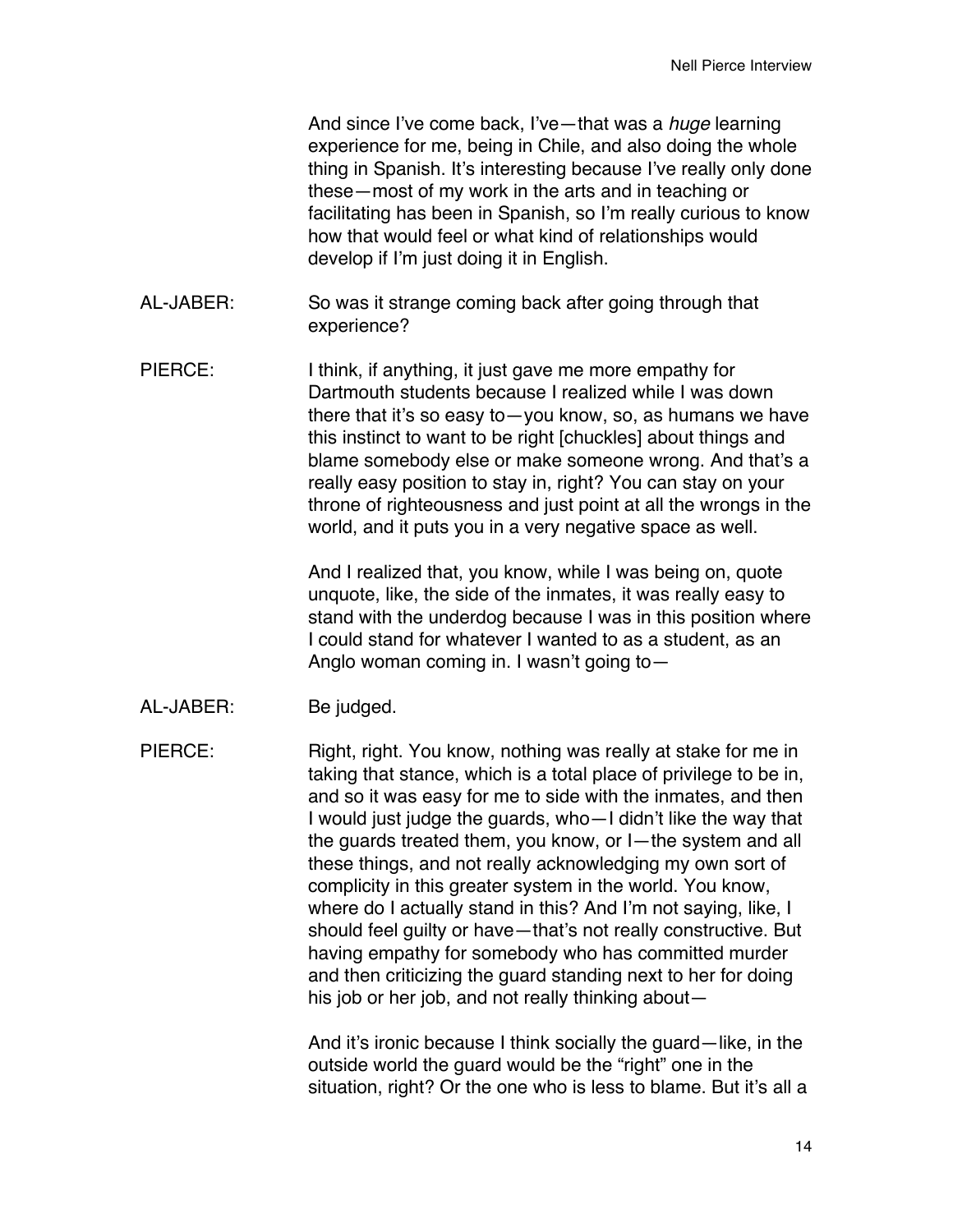And since I've come back, I've—that was a *huge* learning experience for me, being in Chile, and also doing the whole thing in Spanish. It's interesting because I've really only done these—most of my work in the arts and in teaching or facilitating has been in Spanish, so I'm really curious to know how that would feel or what kind of relationships would develop if I'm just doing it in English.

AL-JABER: So was it strange coming back after going through that experience?

PIERCE: I think, if anything, it just gave me more empathy for Dartmouth students because I realized while I was down there that it's so easy to—you know, so, as humans we have this instinct to want to be right [chuckles] about things and blame somebody else or make someone wrong. And that's a really easy position to stay in, right? You can stay on your throne of righteousness and just point at all the wrongs in the world, and it puts you in a very negative space as well.

And I realized that, you know, while I was being on, quote unquote, like, the side of the inmates, it was really easy to stand with the underdog because I was in this position where I could stand for whatever I wanted to as a student, as an Anglo woman coming in. I wasn't going to—

AL-JABER: Be judged.

PIERCE: Right, right. You know, nothing was really at stake for me in taking that stance, which is a total place of privilege to be in, and so it was easy for me to side with the inmates, and then I would just judge the guards, who—I didn't like the way that the guards treated them, you know, or I—the system and all these things, and not really acknowledging my own sort of complicity in this greater system in the world. You know, where do I actually stand in this? And I'm not saying, like, I should feel guilty or have—that's not really constructive. But having empathy for somebody who has committed murder and then criticizing the guard standing next to her for doing his job or her job, and not really thinking about—

And it's ironic because I think socially the guard—like, in the outside world the guard would be the "right" one in the situation, right? Or the one who is less to blame. But it's all a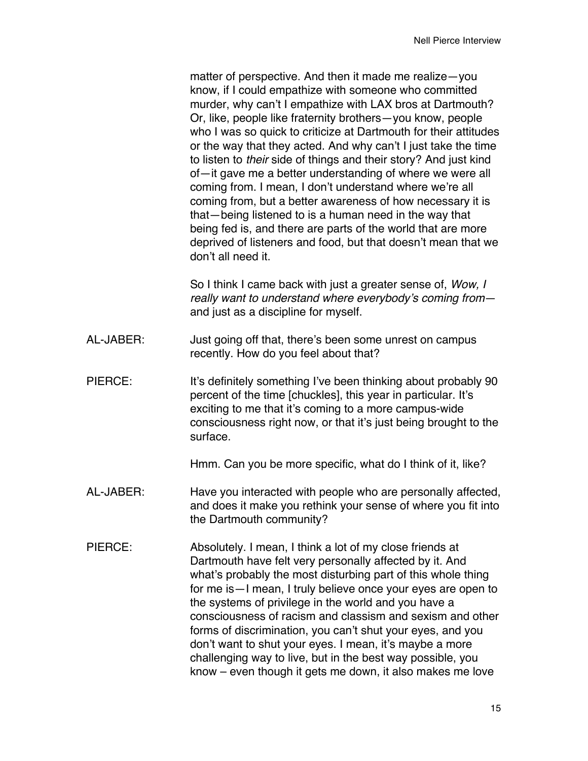matter of perspective. And then it made me realize—you know, if I could empathize with someone who committed murder, why can't I empathize with LAX bros at Dartmouth? Or, like, people like fraternity brothers—you know, people who I was so quick to criticize at Dartmouth for their attitudes or the way that they acted. And why can't I just take the time to listen to *their* side of things and their story? And just kind of—it gave me a better understanding of where we were all coming from. I mean, I don't understand where we're all coming from, but a better awareness of how necessary it is that—being listened to is a human need in the way that being fed is, and there are parts of the world that are more deprived of listeners and food, but that doesn't mean that we don't all need it.

So I think I came back with just a greater sense of, *Wow, I really want to understand where everybody's coming from*—and just as a discipline for myself.

AL-JABER: Just going off that, there's been some unrest on campus recently. How do you feel about that?

PIERCE: It's definitely something I've been thinking about probably 90 percent of the time [chuckles], this year in particular. It's exciting to me that it's coming to a more campus-wide consciousness right now, or that it's just being brought to the surface.

Hmm. Can you be more specific, what do I think of it, like?

AL-JABER: Have you interacted with people who are personally affected, and does it make you rethink your sense of where you fit into the Dartmouth community?

PIERCE: Absolutely. I mean, I think a lot of my close friends at Dartmouth have felt very personally affected by it. And what's probably the most disturbing part of this whole thing for me is—I mean, I truly believe once your eyes are open to the systems of privilege in the world and you have a consciousness of racism and classism and sexism and other forms of discrimination, you can't shut your eyes, and you don't want to shut your eyes. I mean, it's maybe a more challenging way to live, but in the best way possible, you know – even though it gets me down, it also makes me love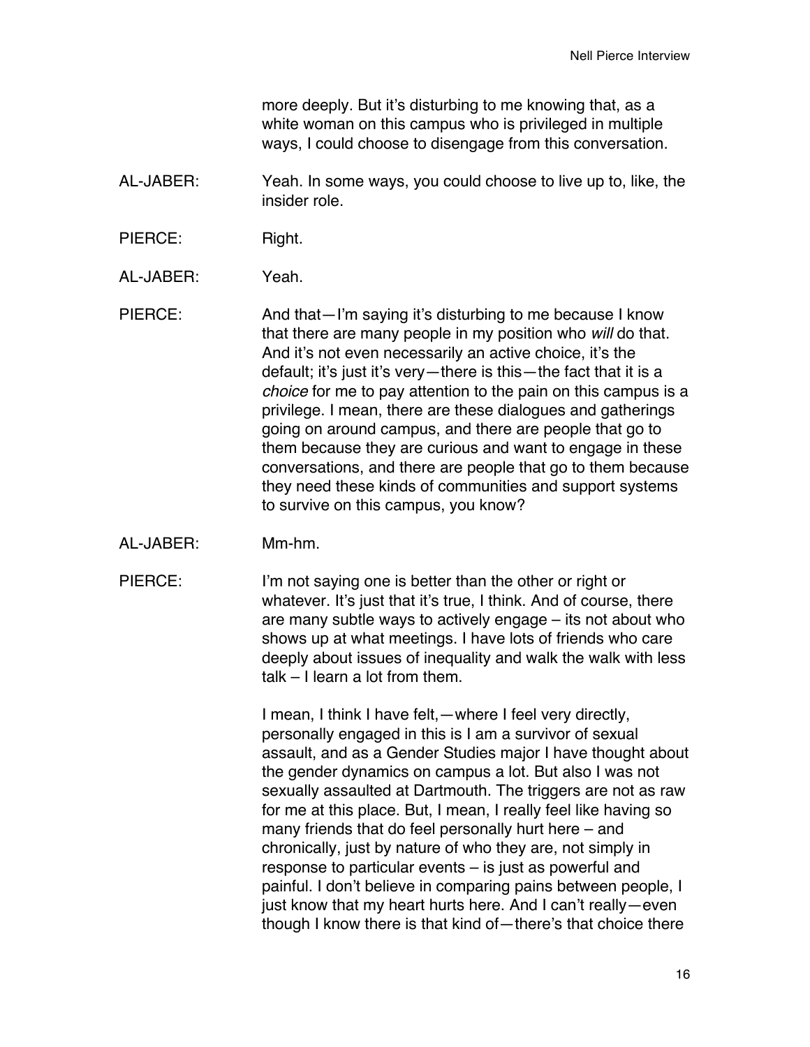more deeply. But it's disturbing to me knowing that, as a white woman on this campus who is privileged in multiple ways, I could choose to disengage from this conversation.

AL-JABER: Yeah. In some ways, you could choose to live up to, like, the insider role.

PIERCE: Right.

AL-JABER: Yeah.

PIERCE: And that—I'm saying it's disturbing to me because I know that there are many people in my position who *will* do that. And it's not even necessarily an active choice, it's the default; it's just it's very—there is this—the fact that it is a *choice* for me to pay attention to the pain on this campus is a privilege. I mean, there are these dialogues and gatherings going on around campus, and there are people that go to them because they are curious and want to engage in these conversations, and there are people that go to them because they need these kinds of communities and support systems to survive on this campus, you know?

AL-JABER: Mm-hm.

PIERCE: I'm not saying one is better than the other or right or whatever. It's just that it's true, I think. And of course, there are many subtle ways to actively engage – its not about who shows up at what meetings. I have lots of friends who care deeply about issues of inequality and walk the walk with less talk – I learn a lot from them.

I mean, I think I have felt,—where I feel very directly, personally engaged in this is I am a survivor of sexual assault, and as a Gender Studies major I have thought about the gender dynamics on campus a lot. But also I was not sexually assaulted at Dartmouth. The triggers are not as raw for me at this place. But, I mean, I really feel like having so many friends that do feel personally hurt here – and chronically, just by nature of who they are, not simply in response to particular events – is just as powerful and painful. I don't believe in comparing pains between people, I just know that my heart hurts here. And I can't really—even though I know there is that kind of—there's that choice there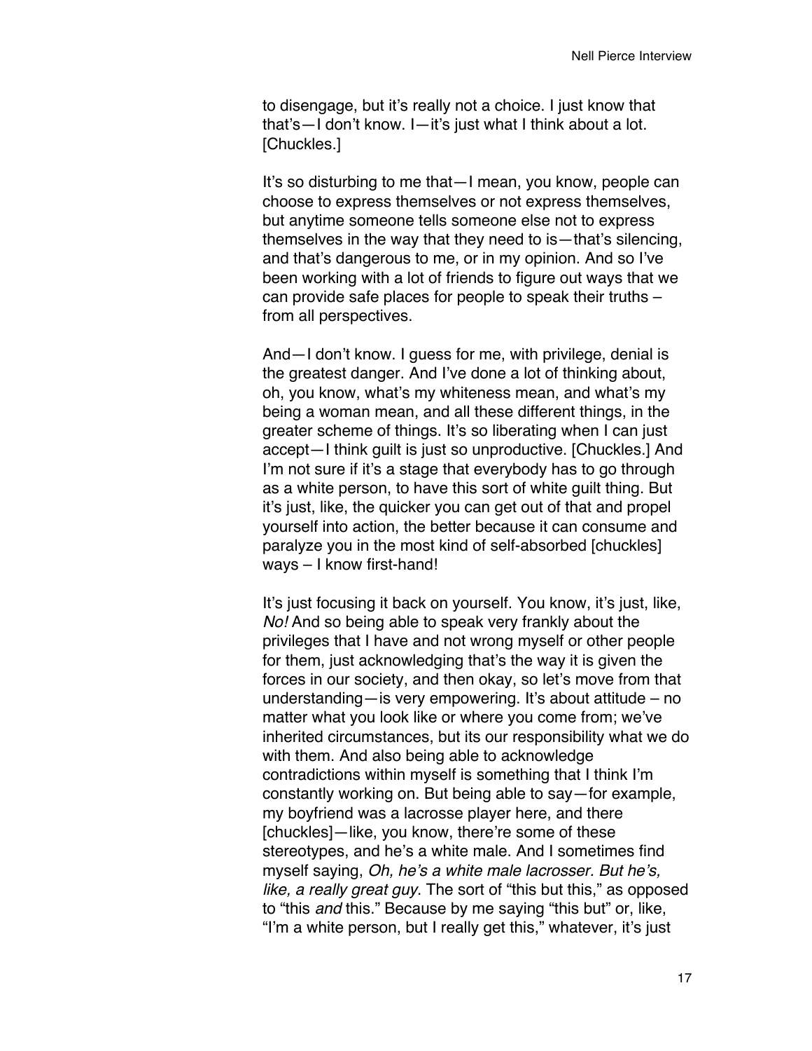to disengage, but it's really not a choice. I just know that that's—I don't know. I—it's just what I think about a lot. [Chuckles.]

It's so disturbing to me that—I mean, you know, people can choose to express themselves or not express themselves, but anytime someone tells someone else not to express themselves in the way that they need to is—that's silencing, and that's dangerous to me, or in my opinion. And so I've been working with a lot of friends to figure out ways that we can provide safe places for people to speak their truths – from all perspectives.

And—I don't know. I guess for me, with privilege, denial is the greatest danger. And I've done a lot of thinking about, oh, you know, what's my whiteness mean, and what's my being a woman mean, and all these different things, in the greater scheme of things. It's so liberating when I can just accept—I think guilt is just so unproductive. [Chuckles.] And I'm not sure if it's a stage that everybody has to go through as a white person, to have this sort of white guilt thing. But it's just, like, the quicker you can get out of that and propel yourself into action, the better because it can consume and paralyze you in the most kind of self-absorbed [chuckles] ways – I know first-hand!

It's just focusing it back on yourself. You know, it's just, like, *No!* And so being able to speak very frankly about the privileges that I have and not wrong myself or other people for them, just acknowledging that's the way it is given the forces in our society, and then okay, so let's move from that understanding—is very empowering. It's about attitude – no matter what you look like or where you come from; we've inherited circumstances, but its our responsibility what we do with them. And also being able to acknowledge contradictions within myself is something that I think I'm constantly working on. But being able to say—for example, my boyfriend was a lacrosse player here, and there [chuckles]—like, you know, there're some of these stereotypes, and he's a white male. And I sometimes find myself saying, *Oh, he's a white male lacrosser. But he's, like, a really great guy*. The sort of "this but this," as opposed to "this *and* this." Because by me saying "this but" or, like, "I'm a white person, but I really get this," whatever, it's just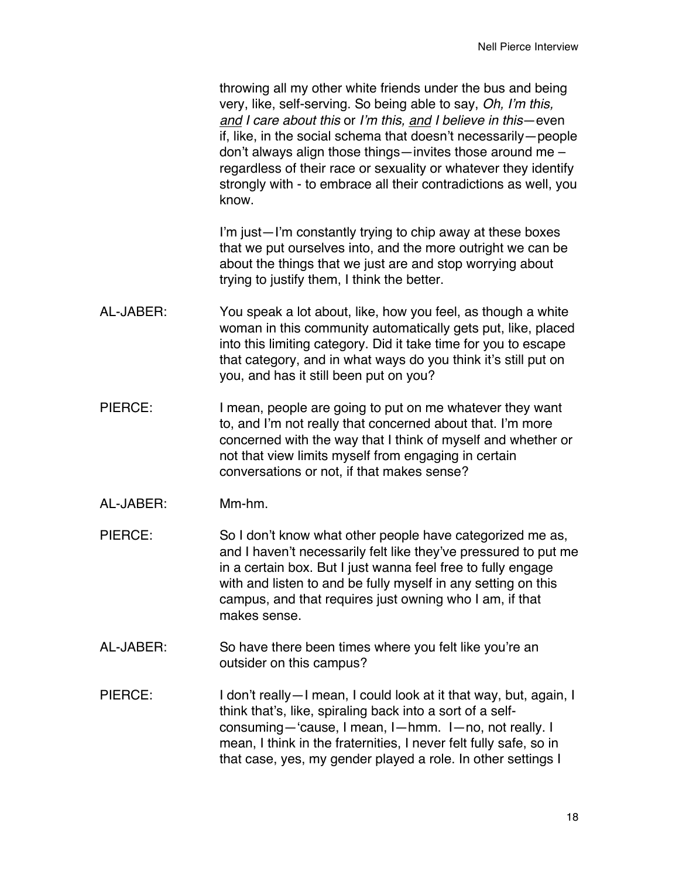throwing all my other white friends under the bus and being very, like, self-serving. So being able to say, *Oh, I'm this, <u>and</u> I care about this* or *I'm this, <u>and</u> I believe in this*—even if, like, in the social schema that doesn't necessarily—people don't always align those things—invites those around me – regardless of their race or sexuality or whatever they identify strongly with - to embrace all their contradictions as well, you know.

I'm just—I'm constantly trying to chip away at these boxes that we put ourselves into, and the more outright we can be about the things that we just are and stop worrying about trying to justify them, I think the better.

AL-JABER: You speak a lot about, like, how you feel, as though a white woman in this community automatically gets put, like, placed into this limiting category. Did it take time for you to escape that category, and in what ways do you think it's still put on you, and has it still been put on you?

PIERCE: I mean, people are going to put on me whatever they want to, and I'm not really that concerned about that. I'm more concerned with the way that I think of myself and whether or not that view limits myself from engaging in certain conversations or not, if that makes sense?

AL-JABER: Mm-hm.

PIERCE: So I don't know what other people have categorized me as, and I haven't necessarily felt like they've pressured to put me in a certain box. But I just wanna feel free to fully engage with and listen to and be fully myself in any setting on this campus, and that requires just owning who I am, if that makes sense.

AL-JABER: So have there been times where you felt like you're an outsider on this campus?

PIERCE: I don't really—I mean, I could look at it that way, but, again, I think that's, like, spiraling back into a sort of a self-consuming—'cause, I mean, I—hmm. I—no, not really. I mean, I think in the fraternities, I never felt fully safe, so in that case, yes, my gender played a role. In other settings I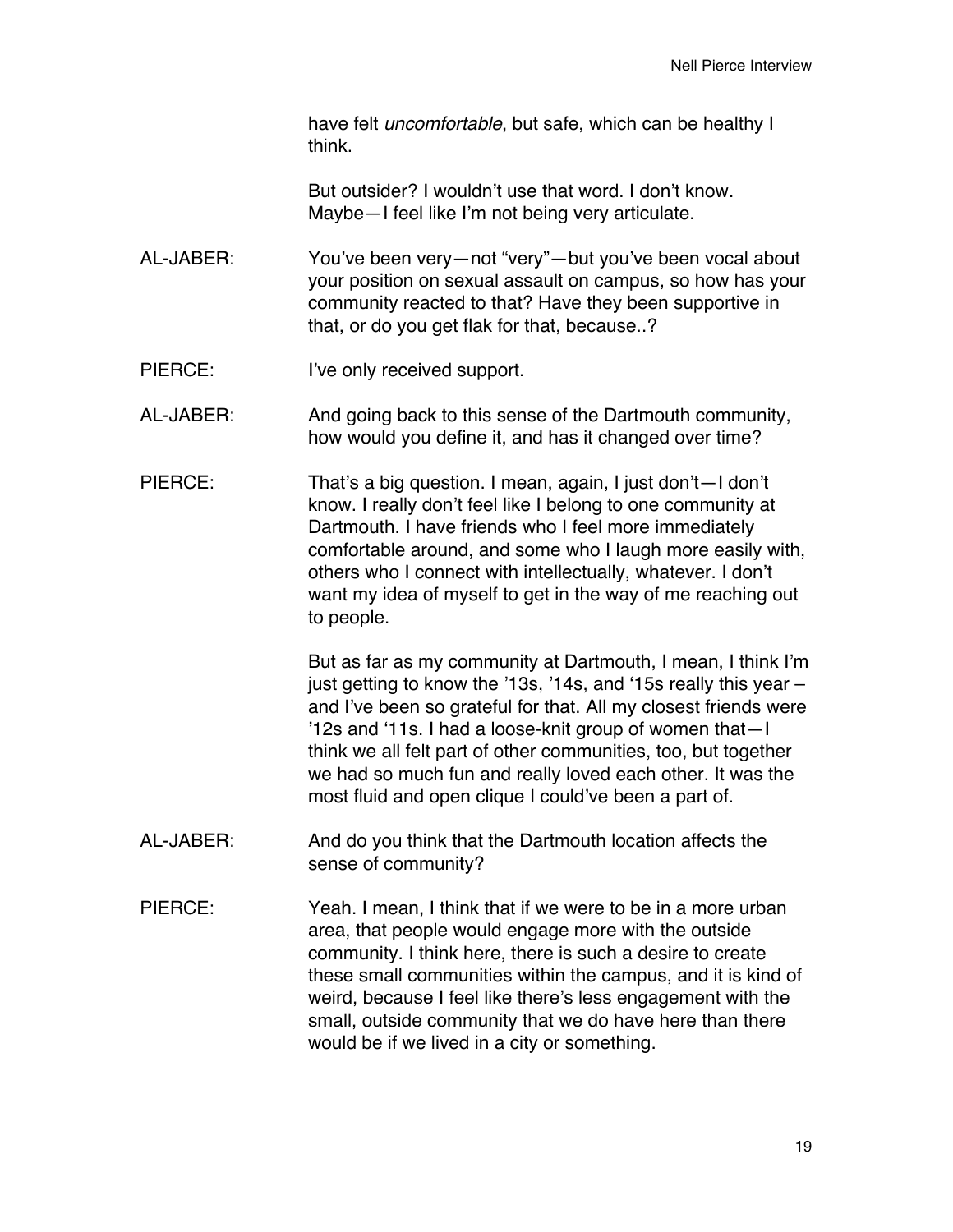have felt *uncomfortable*, but safe, which can be healthy I think.

But outsider? I wouldn't use that word. I don't know. Maybe—I feel like I'm not being very articulate.

AL-JABER: You've been very—not "very"—but you've been vocal about your position on sexual assault on campus, so how has your community reacted to that? Have they been supportive in that, or do you get flak for that, because..?

PIERCE: I've only received support.

AL-JABER: And going back to this sense of the Dartmouth community, how would you define it, and has it changed over time?

PIERCE: That's a big question. I mean, again, I just don't—I don't know. I really don't feel like I belong to one community at Dartmouth. I have friends who I feel more immediately comfortable around, and some who I laugh more easily with, others who I connect with intellectually, whatever. I don't want my idea of myself to get in the way of me reaching out to people.

But as far as my community at Dartmouth, I mean, I think I'm just getting to know the '13s, '14s, and '15s really this year – and I've been so grateful for that. All my closest friends were '12s and '11s. I had a loose-knit group of women that—I think we all felt part of other communities, too, but together we had so much fun and really loved each other. It was the most fluid and open clique I could've been a part of.

AL-JABER: And do you think that the Dartmouth location affects the sense of community?

PIERCE: Yeah. I mean, I think that if we were to be in a more urban area, that people would engage more with the outside community. I think here, there is such a desire to create these small communities within the campus, and it is kind of weird, because I feel like there's less engagement with the small, outside community that we do have here than there would be if we lived in a city or something.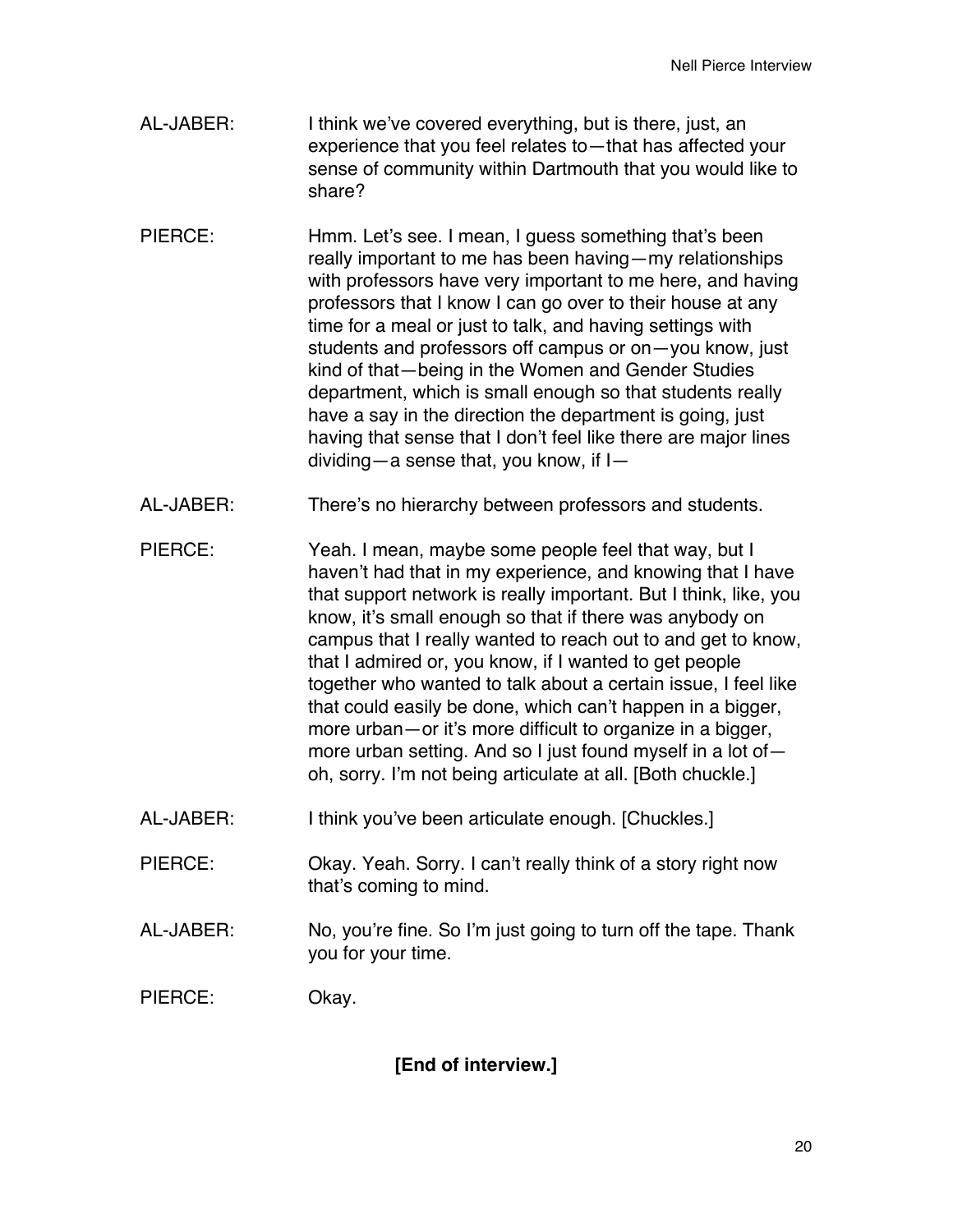AL-JABER: I think we've covered everything, but is there, just, an experience that you feel relates to—that has affected your sense of community within Dartmouth that you would like to share?

PIERCE: Hmm. Let's see. I mean, I guess something that's been really important to me has been having—my relationships with professors have very important to me here, and having professors that I know I can go over to their house at any time for a meal or just to talk, and having settings with students and professors off campus or on—you know, just kind of that—being in the Women and Gender Studies department, which is small enough so that students really have a say in the direction the department is going, just having that sense that I don't feel like there are major lines dividing—a sense that, you know, if I—

AL-JABER: There's no hierarchy between professors and students.

PIERCE: Yeah. I mean, maybe some people feel that way, but I haven't had that in my experience, and knowing that I have that support network is really important. But I think, like, you know, it's small enough so that if there was anybody on campus that I really wanted to reach out to and get to know, that I admired or, you know, if I wanted to get people together who wanted to talk about a certain issue, I feel like that could easily be done, which can't happen in a bigger, more urban—or it's more difficult to organize in a bigger, more urban setting. And so I just found myself in a lot of—oh, sorry. I'm not being articulate at all. [Both chuckle.]

AL-JABER: I think you've been articulate enough. [Chuckles.]

PIERCE: Okay. Yeah. Sorry. I can't really think of a story right now that's coming to mind.

AL-JABER: No, you're fine. So I'm just going to turn off the tape. Thank you for your time.

PIERCE: Okay.

**[End of interview.]**